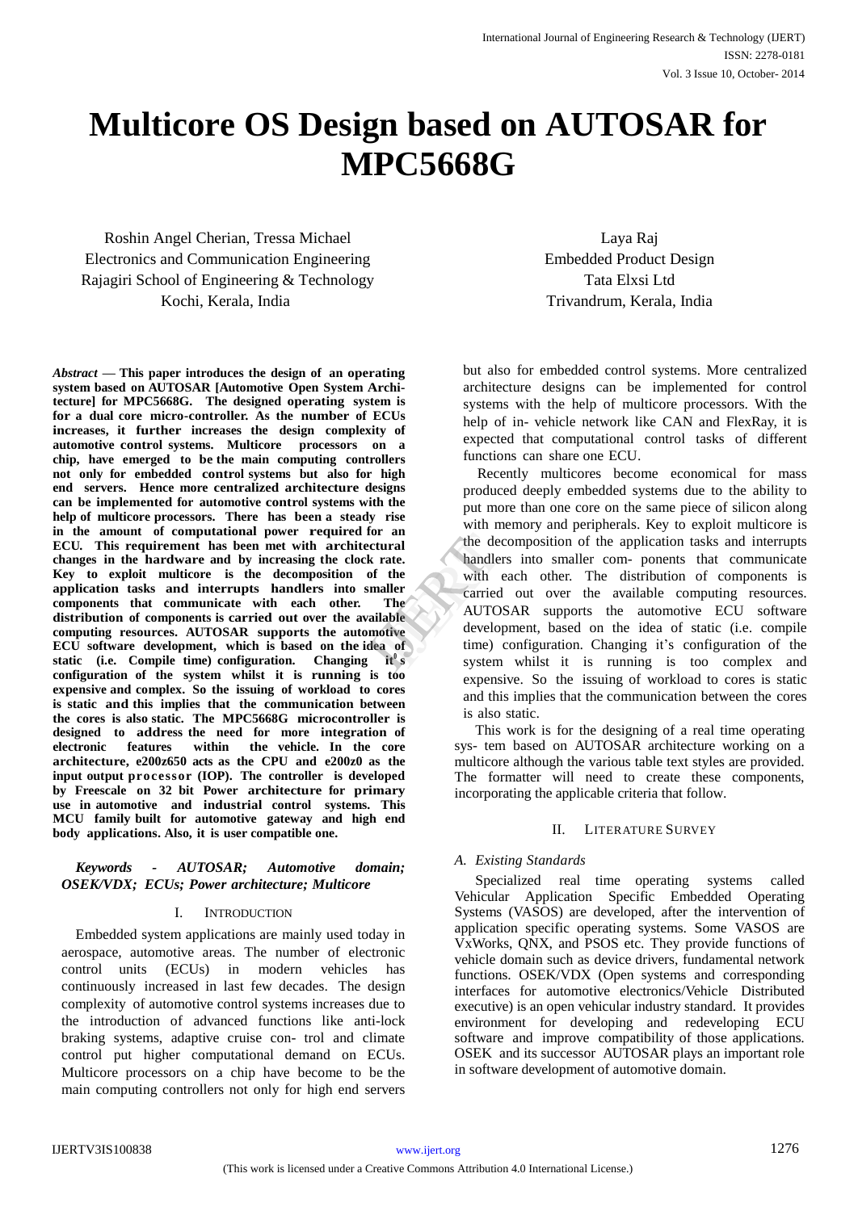# Multicore OS Design based on AUTOSAR for MPC5668G

Roshin Angel Cherian, Tressa Michael
Electronics and Communication Engineering
Rajagiri School of Engineering & Technology
Kochi, Kerala, India

Laya Raj
Embedded Product Design
Tata Elxsi Ltd
Trivandrum, Kerala, India

***Abstract* — This paper introduces the design of an operating system based on AUTOSAR [Automotive Open System Architecture] for MPC5668G. The designed operating system is for a dual core micro-controller. As the number of ECUs increases, it further increases the design complexity of automotive control systems. Multicore processors on a chip, having emerged to be the main computing controllers not only for embedded control systems but also for high end servers. Hence more centralized architecture designs can be implemented for automotive control systems with the help of multicore processors. There has been a steady rise in the amount of computational power required for an ECU. This requirement has been met with architectural changes in the hardware and by increasing the clock rate. Key to exploit multicore is the decomposition of the application tasks and interrupts handlers into smaller components that communicate with each other. The distribution of components is carried out over the available computing resources. AUTOSAR supports the automotive ECU software development, which is based on the idea of static (i.e. Compile time) configuration. Changing it's configuration of the system whilst it is running is too expensive and complex. So the issuing of workload to cores is static and this implies that the communication between the cores is also static. The MPC5668G microcontroller is designed to address the need for more integration of electronic features within the vehicle. In the core architecture, e200z650 acts as the CPU and e200z0 as the input output processor (IOP). The controller is developed by Freescale on 32 bit Power architecture for primary use in automotive and industrial control systems. This MCU family built for automotive gateway and high end body applications. Also, it is user compatible one.**

***Keywords - AUTOSAR; Automotive domain; OSEK/VDX; ECUs; Power architecture; Multicore***

## I. INTRODUCTION

Embedded system applications are mainly used today in aerospace, automotive areas. The number of electronic control units (ECUs) in modern vehicles has continuously increased in last few decades. The design complexity of automotive control systems increases due to the introduction of advanced functions like anti-lock braking systems, adaptive cruise con- trol and climate control put higher computational demand on ECUs. Multicore processors on a chip have become to be the main computing controllers not only for high end servers but also for embedded control systems. More centralized architecture designs can be implemented for control systems with the help of multicore processors. With the help of in- vehicle network like CAN and FlexRay, it is expected that computational control tasks of different functions can share one ECU.

Recently multicores become economical for mass produced deeply embedded systems due to the ability to put more than one core on the same piece of silicon along with memory and peripherals. Key to exploit multicore is the decomposition of the application tasks and interrupts handlers into smaller com- ponents that communicate with each other. The distribution of components is carried out over the available computing resources. AUTOSAR supports the automotive ECU software development, based on the idea of static (i.e. compile time) configuration. Changing it's configuration of the system whilst it is running is too complex and expensive. So the issuing of workload to cores is static and this implies that the communication between the cores is also static.

This work is for the designing of a real time operating sys- tem based on AUTOSAR architecture working on a multicore although the various table text styles are provided. The formatter will need to create these components, incorporating the applicable criteria that follow.

## II. LITERATURE SURVEY

### *A. Existing Standards*

Specialized real time operating systems called Vehicular Application Specific Embedded Operating Systems (VASOS) are developed, after the intervention of application specific operating systems. Some VASOS are VxWorks, QNX, and PSOS etc. They provide functions of vehicle domain such as device drivers, fundamental network functions. OSEK/VDX (Open systems and corresponding interfaces for automotive electronics/Vehicle Distributed executive) is an open vehicular industry standard. It provides environment for developing and redeveloping ECU software and improve compatibility of those applications. OSEK and its successor AUTOSAR plays an important role in software development of automotive domain.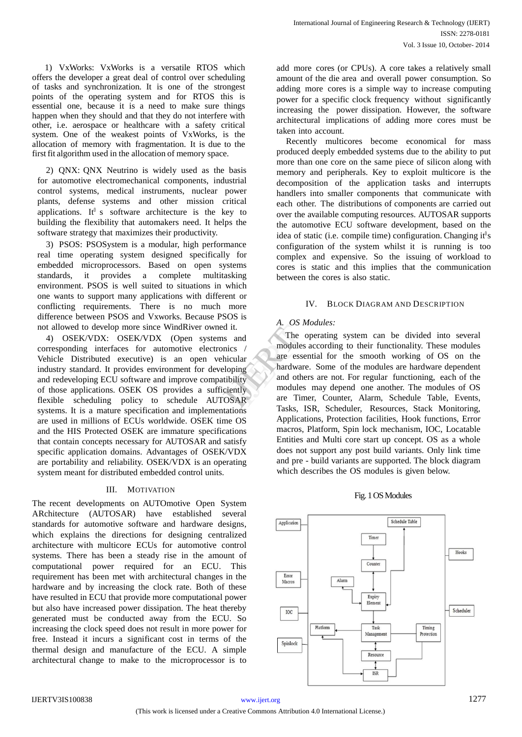1) VxWorks: VxWorks is a versatile RTOS which offers the developer a great deal of control over scheduling of tasks and synchronization. It is one of the strongest points of the operating system and for RTOS this is essential one, because it is a need to make sure things happen when they should and that they do not interfere with other, i.e. aerospace or healthcare with a safety critical system. One of the weakest points of VxWorks, is the allocation of memory with fragmentation. It is due to the first fit algorithm used in the allocation of memory space.

2) QNX: QNX Neutrino is widely used as the basis for automotive electromechanical components, industrial control systems, medical instruments, nuclear power plants, defense systems and other mission critical applications. It's software architecture is the key to building the flexibility that automakers need. It helps the software strategy that maximizes their productivity.

3) PSOS: PSOSystem is a modular, high performance real time operating system designed specifically for embedded microprocessors. Based on open systems standards, it provides a complete multitasking environment. PSOS is well suited to situations in which one wants to support many applications with different or conflicting requirements. There is no much more difference between PSOS and Vxworks. Because PSOS is not allowed to develop more since WindRiver owned it.

4) OSEK/VDX: OSEK/VDX (Open systems and corresponding interfaces for automotive electronics / Vehicle Distributed executive) is an open vehicular industry standard. It provides environment for developing and redeveloping ECU software and improve compatibility of those applications. OSEK OS provides a sufficiently flexible scheduling policy to schedule AUTOSAR systems. It is a mature specification and implementations are used in millions of ECUs worldwide. OSEK time OS and the HIS Protected OSEK are immature specifications that contain concepts necessary for AUTOSAR and satisfy specific application domains. Advantages of OSEK/VDX are portability and reliability. OSEK/VDX is an operating system meant for distributed embedded control units.

## III. MOTIVATION

The recent developments on AUTOmotive Open System ARchitecture (AUTOSAR) have established several standards for automotive software and hardware designs, which explains the directions for designing centralized architecture with multicore ECUs for automotive control systems. There has been a steady rise in the amount of computational power required for an ECU. This requirement has been met with architectural changes in the hardware and by increasing the clock rate. Both of these have resulted in ECU that provide more computational power but also have increased power dissipation. The heat thereby generated must be conducted away from the ECU. So increasing the clock speed does not result in more power for free. Instead it incurs a significant cost in terms of the thermal design and manufacture of the ECU. A simple architectural change to make to the microprocessor is to add more cores (or CPUs). A core takes a relatively small amount of the die area and overall power consumption. So adding more cores is a simple way to increase computing power for a specific clock frequency without significantly increasing the power dissipation. However, the software architectural implications of adding more cores must be taken into account.

Recently multicores become economical for mass produced deeply embedded systems due to the ability to put more than one core on the same piece of silicon along with memory and peripherals. Key to exploit multicore is the decomposition of the application tasks and interrupts handlers into smaller components that communicate with each other. The distributions of components are carried out over the available computing resources. AUTOSAR supports the automotive ECU software development, based on the idea of static (i.e. compile time) configuration. Changing it's configuration of the system whilst it is running is too complex and expensive. So the issuing of workload to cores is static and this implies that the communication between the cores is also static.

## IV. BLOCK DIAGRAM AND DESCRIPTION

### *A. OS Modules:*

The operating system can be divided into several modules according to their functionality. These modules are essential for the smooth working of OS on the hardware. Some of the modules are hardware dependent and others are not. For regular functioning, each of the modules may depend one another. The modules of OS are Timer, Counter, Alarm, Schedule Table, Events, Tasks, ISR, Scheduler, Resources, Stack Monitoring, Applications, Protection facilities, Hook functions, Error macros, Platform, Spin lock mechanism, IOC, Locatable Entities and Multi core start up concept. OS as a whole does not support any post build variants. Only link time and pre - build variants are supported. The block diagram which describes the OS modules is given below.

Fig. 1 OS Modules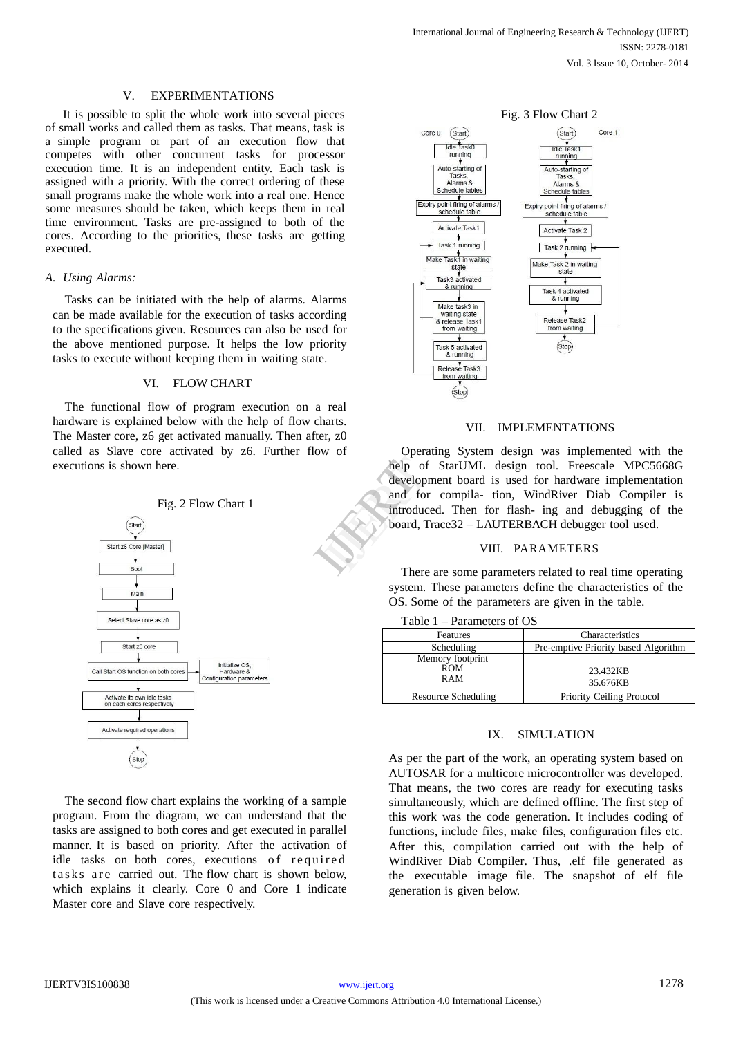## V. EXPERIMENTATIONS

It is possible to split the whole work into several pieces of small works and called them as tasks. That means, task is a simple program or part of an execution flow that competes with other concurrent tasks for processor execution time. It is an independent entity. Each task is assigned with a priority. With the correct ordering of these small programs make the whole work into a real one. Hence some measures should be taken, which keeps them in real time environment. Tasks are pre-assigned to both of the cores. According to the priorities, these tasks are getting executed.

### *A. Using Alarms:*

Tasks can be initiated with the help of alarms. Alarms can be made available for the execution of tasks according to the specifications given. Resources can also be used for the above mentioned purpose. It helps the low priority tasks to execute without keeping them in waiting state.

## VI. FLOW CHART

The functional flow of program execution on a real hardware is explained below with the help of flow charts. The Master core, z6 get activated manually. Then after, z0 called as Slave core activated by z6. Further flow of executions is shown here.

Fig. 2 Flow Chart 1

The second flow chart explains the working of a sample program. From the diagram, we can understand that the tasks are assigned to both cores and get executed in parallel manner. It is based on priority. After the activation of idle tasks on both cores, executions of required tasks are carried out. The flow chart is shown below, which explains it clearly. Core 0 and Core 1 indicate Master core and Slave core respectively.

Fig. 3 Flow Chart 2

## VII. IMPLEMENTATIONS

Operating System design was implemented with the help of StarUML design tool. Freescale MPC5668G development board is used for hardware implementation and for compila- tion, WindRiver Diab Compiler is introduced. Then for flash- ing and debugging of the board, Trace32 – LAUTERBACH debugger tool used.

## VIII. PARAMETERS

There are some parameters related to real time operating system. These parameters define the characteristics of the OS. Some of the parameters are given in the table.

Table 1 – Parameters of OS

| Features | Characteristics |
|---|---|
| Scheduling | Pre-emptive Priority based Algorithm |
| Memory footprint<br>ROM<br>RAM | <br>23.432KB<br>35.676KB |
| Resource Scheduling | Priority Ceiling Protocol |

## IX. SIMULATION

As per the part of the work, an operating system based on AUTOSAR for a multicore microcontroller was developed. That means, the two cores are ready for executing tasks simultaneously, which are defined offline. The first step of this work was the code generation. It includes coding of functions, include files, make files, configuration files etc. After this, compilation carried out with the help of WindRiver Diab Compiler. Thus, .elf file generated as the executable image file. The snapshot of elf file generation is given below.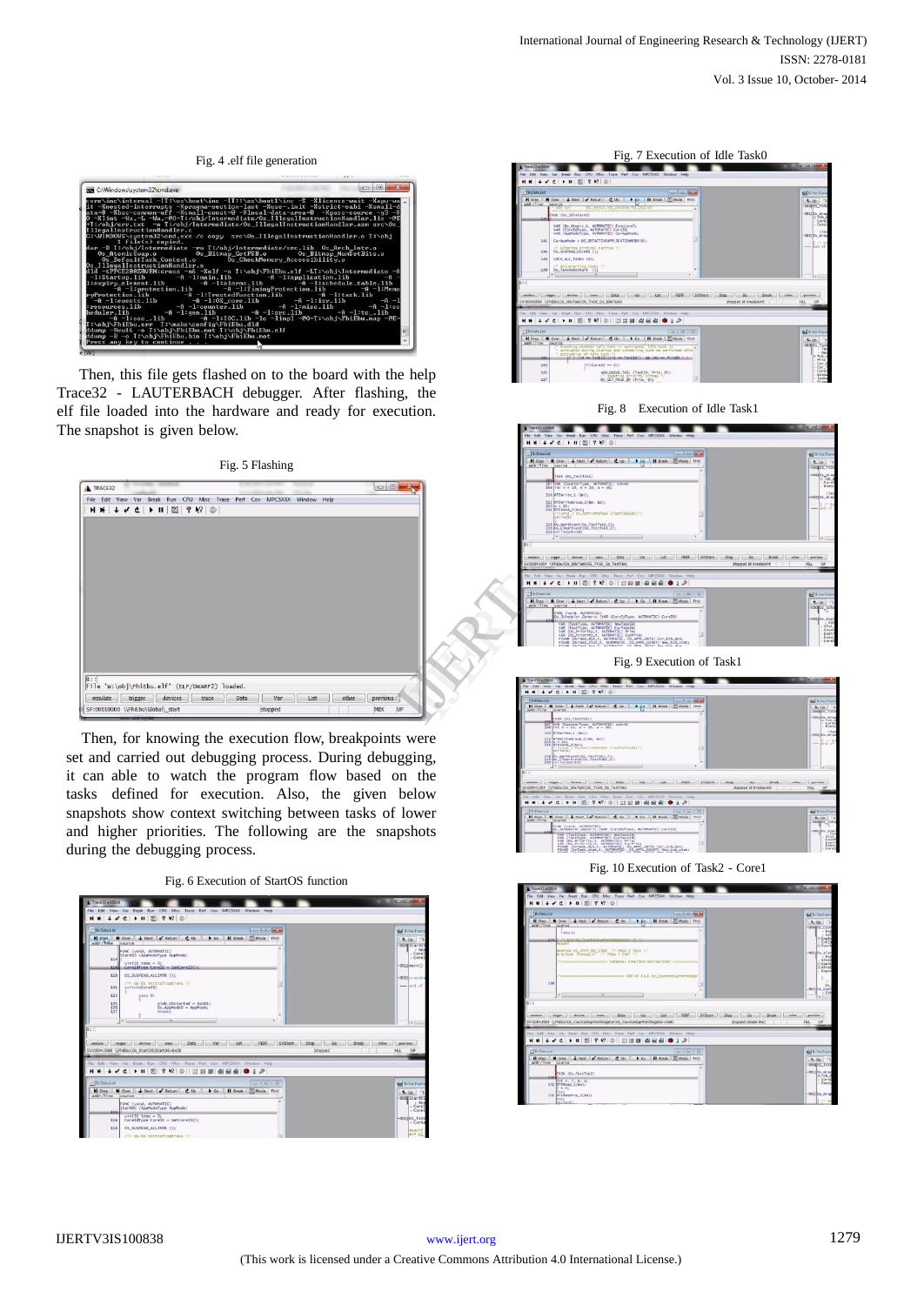Fig. 4 .elf file generation

Then, this file gets flashed on to the board with the help Trace32 - LAUTERBACH debugger. After flashing, the elf file loaded into the hardware and ready for execution. The snapshot is given below.

Fig. 5 Flashing

Then, for knowing the execution flow, breakpoints were set and carried out debugging process. During debugging, it can able to watch the program flow based on the tasks defined for execution. Also, the given below snapshots show context switching between tasks of lower and higher priorities. The following are the snapshots during the debugging process.

Fig. 6 Execution of StartOS function

Fig. 7 Execution of Idle Task0

Fig. 8 Execution of Idle Task1

Fig. 9 Execution of Task1

Fig. 10 Execution of Task2 - Core1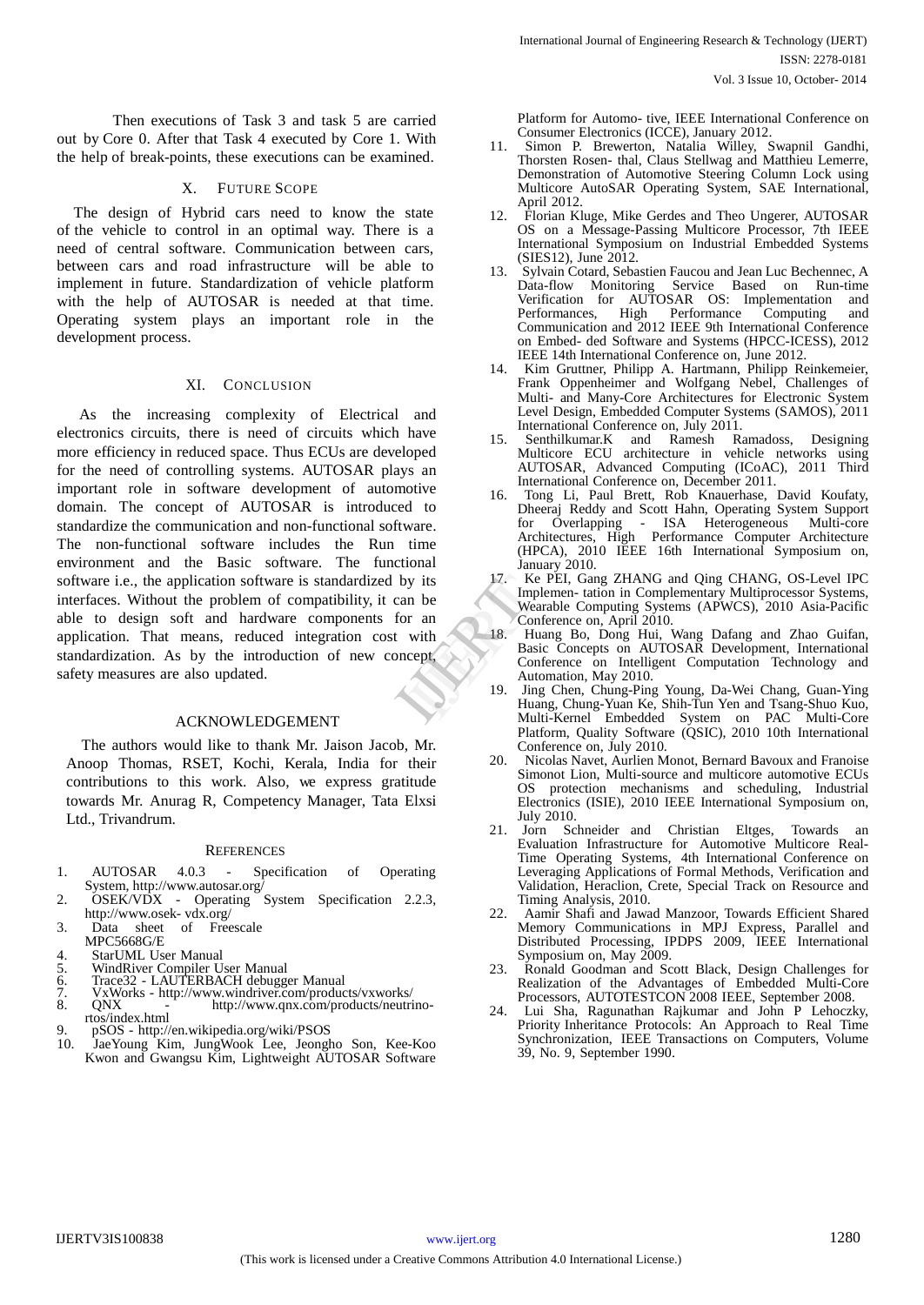Then executions of Task 3 and task 5 are carried out by Core 0. After that Task 4 executed by Core 1. With the help of break-points, these executions can be examined.

## X. FUTURE SCOPE

The design of Hybrid cars need to know the state of the vehicle to control in an optimal way. There is a need of central software. Communication between cars, between cars and road infrastructure will be able to implement in future. Standardization of vehicle platform with the help of AUTOSAR is needed at that time. Operating system plays an important role in the development process.

## XI. CONCLUSION

As the increasing complexity of Electrical and electronics circuits, there is need of circuits which have more efficiency in reduced space. Thus ECUs are developed for the need of controlling systems. AUTOSAR plays an important role in software development of automotive domain. The concept of AUTOSAR is introduced to standardize the communication and non-functional software. The non-functional software includes the Run time environment and the Basic software. The functional software i.e., the application software is standardized by its interfaces. Without the problem of compatibility, it can be able to design soft and hardware components for an application. That means, reduced integration cost with standardization. As by the introduction of new concept, safety measures are also updated.

## ACKNOWLEDGEMENT

The authors would like to thank Mr. Jaison Jacob, Mr. Anoop Thomas, RSET, Kochi, Kerala, India for their contributions to this work. Also, we express gratitude towards Mr. Anurag R, Competency Manager, Tata Elxsi Ltd., Trivandrum.

## REFERENCES

1. AUTOSAR 4.0.3 - Specification of Operating System, http://www.autosar.org/
2. OSEK/VDX - Operating System Specification 2.2.3, http://www.osek- vdx.org/
3. Data sheet of Freescale MPC5668G/E
4. StarUML User Manual
5. WindRiver Compiler User Manual
6. Trace32 - LAUTERBACH debugger Manual
7. VxWorks - http://www.windriver.com/products/vxworks/
8. QNX - http://www.qnx.com/products/neutrino-rtos/index.html
9. pSOS - http://en.wikipedia.org/wiki/PSOS
10. JaeYoung Kim, JungWook Lee, Jeongho Son, Kee-Koo Kwon and Gwangsu Kim, Lightweight AUTOSAR Software Platform for Automo- tive, IEEE International Conference on Consumer Electronics (ICCE), January 2012.
11. Simon P. Brewerton, Natalia Willey, Swapnil Gandhi, Thorsten Rosen- thal, Claus Stellwag and Matthieu Lemerre, Demonstration of Automotive Steering Column Lock using Multicore AutoSAR Operating System, SAE International, April 2012.
12. Florian Kluge, Mike Gerdes and Theo Ungerer, AUTOSAR OS on a Message-Passing Multicore Processor, 7th IEEE International Symposium on Industrial Embedded Systems (SIES12), June 2012.
13. Sylvain Cotard, Sebastien Faucou and Jean Luc Bechennec, A Data-flow Monitoring Service Based on Run-time Verification for AUTOSAR OS: Implementation and Performances, High Performance Computing and Communication and 2012 IEEE 9th International Conference on Embed- ded Software and Systems (HPCC-ICESS), 2012 IEEE 14th International Conference on, June 2012.
14. Kim Gruttner, Philipp A. Hartmann, Philipp Reinkemeier, Frank Oppenheimer and Wolfgang Nebel, Challenges of Multi- and Many-Core Architectures for Electronic System Level Design, Embedded Computer Systems (SAMOS), 2011 International Conference on, July 2011.
15. Senthilkumar.K and Ramesh Ramadoss, Designing Multicore ECU architecture in vehicle networks using AUTOSAR, Advanced Computing (ICoAC), 2011 Third International Conference on, December 2011.
16. Tong Li, Paul Brett, Rob Knauerhase, David Koufaty, Dheeraj Reddy and Scott Hahn, Operating System Support for Overlapping - ISA Heterogeneous Multi-core Architectures, High Performance Computer Architecture (HPCA), 2010 IEEE 16th International Symposium on, January 2010.
17. Ke PEI, Gang ZHANG and Qing CHANG, OS-Level IPC Implemen- tation in Complementary Multiprocessor Systems, Wearable Computing Systems (APWCS), 2010 Asia-Pacific Conference on, April 2010.
18. Huang Bo, Dong Hui, Wang Dafang and Zhao Guifan, Basic Concepts on AUTOSAR Development, International Conference on Intelligent Computation Technology and Automation, May 2010.
19. Jing Chen, Chung-Ping Young, Da-Wei Chang, Guan-Ying Huang, Chung-Yuan Ke, Shih-Tun Yen and Tsang-Shuo Kuo, Multi-Kernel Embedded System on PAC Multi-Core Platform, Quality Software (QSIC), 2010 10th International Conference on, July 2010.
20. Nicolas Navet, Aurlien Monot, Bernard Bavoux and Franoise Simonot Lion, Multi-source and multicore automotive ECUs OS protection mechanisms and scheduling, Industrial Electronics (ISIE), 2010 IEEE International Symposium on, July 2010.
21. Jorn Schneider and Christian Eltges, Towards an Evaluation Infrastructure for Automotive Multicore Real-Time Operating Systems, 4th International Conference on Leveraging Applications of Formal Methods, Verification and Validation, Heraclion, Crete, Special Track on Resource and Timing Analysis, 2010.
22. Aamir Shafi and Jawad Manzoor, Towards Efficient Shared Memory Communications in MPJ Express, Parallel and Distributed Processing, IPDPS 2009, IEEE International Symposium on, May 2009.
23. Ronald Goodman and Scott Black, Design Challenges for Realization of the Advantages of Embedded Multi-Core Processors, AUTOTESTCON 2008 IEEE, September 2008.
24. Lui Sha, Ragunathan Rajkumar and John P Lehoczky, Priority Inheritance Protocols: An Approach to Real Time Synchronization, IEEE Transactions on Computers, Volume 39, No. 9, September 1990.